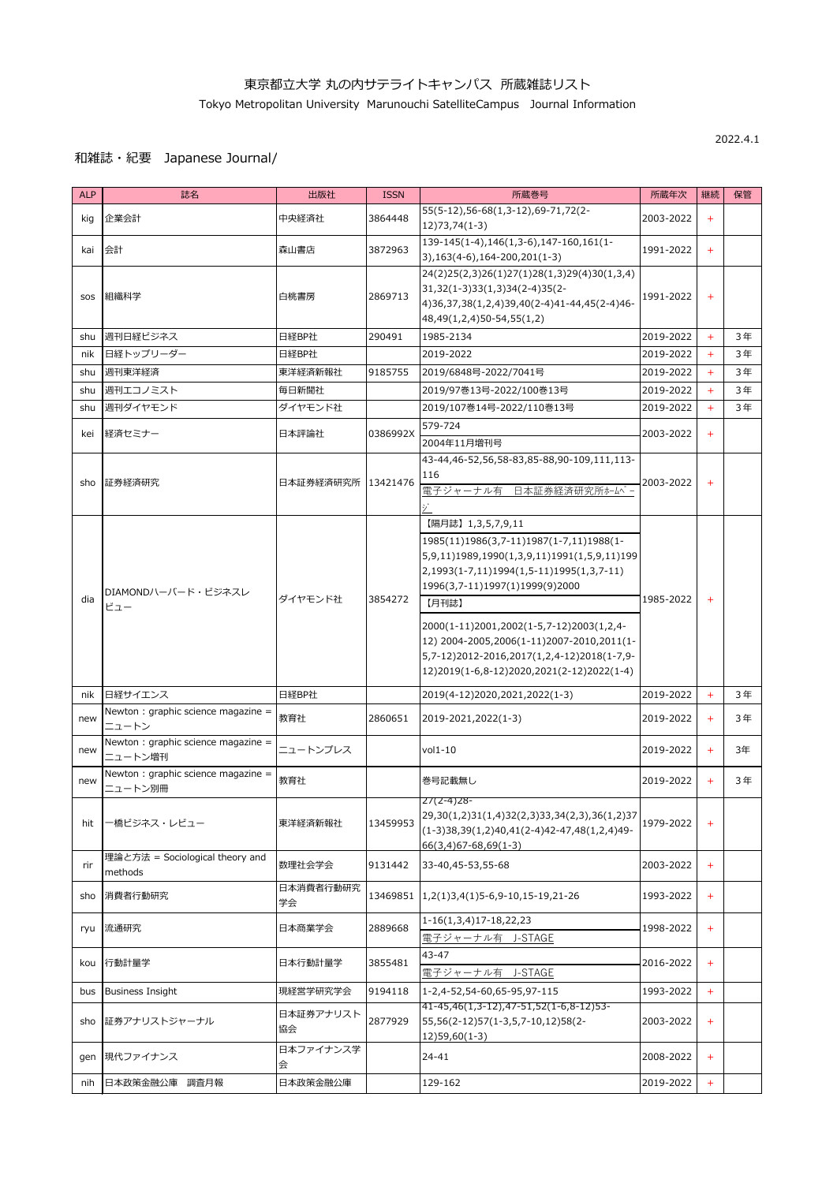# 東京都立大学 丸の内サテライトキャンパス 所蔵雑誌リスト

Tokyo Metropolitan University Marunouchi SatelliteCampus Journal Information

2022.4.1

## 和雑誌・紀要 Japanese Journal/

| ALP | 誌名 | 出版社 | ISSN | 所蔵巻号 | 所蔵年次 | 継続 | 保管 |
|---|---|---|---|---|---|---|---|
| kig | 企業会計 | 中央経済社 | 3864448 | 55(5-12),56-68(1,3-12),69-71,72(2-12)73,74(1-3) | 2003-2022 | + | |
| kai | 会計 | 森山書店 | 3872963 | 139-145(1-4),146(1,3-6),147-160,161(1-3),163(4-6),164-200,201(1-3) | 1991-2022 | + | |
| sos | 組織科学 | 白桃書房 | 2869713 | 24(2)25(2,3)26(1)27(1)28(1,3)29(4)30(1,3,4)31,32(1-3)33(1,3)34(2-4)35(2-4)36,37,38(1,2,4)39,40(2-4)41-44,45(2-4)46-48,49(1,2,4)50-54,55(1,2) | 1991-2022 | + | |
| shu | 週刊日経ビジネス | 日経BP社 | 290491 | 1985-2134 | 2019-2022 | + | 3年 |
| nik | 日経トップリーダー | 日経BP社 | | 2019-2022 | 2019-2022 | + | 3年 |
| shu | 週刊東洋経済 | 東洋経済新報社 | 9185755 | 2019/6848号-2022/7041号 | 2019-2022 | + | 3年 |
| shu | 週刊エコノミスト | 毎日新聞社 | | 2019/97巻13号-2022/100巻13号 | 2019-2022 | + | 3年 |
| shu | 週刊ダイヤモンド | ダイヤモンド社 | | 2019/107巻14号-2022/110巻13号 | 2019-2022 | + | 3年 |
| kei | 経済セミナー | 日本評論社 | 0386992X | 579-724<br>2004年11月増刊号 | 2003-2022 | + | |
| sho | 証券経済研究 | 日本証券経済研究所 | 13421476 | 43-44,46-52,56,58-83,85-88,90-109,111,113-116<br>電子ジャーナル有 日本証券経済研究所ﾎｰﾑﾍﾟｰｼﾞ | 2003-2022 | + | |
| dia | DIAMONDハーバード・ビジネスレビュー | ダイヤモンド社 | 3854272 | 【隔月誌】1,3,5,7,9,11<br>1985(11)1986(3,7-11)1987(1-7,11)1988(1-5,9,11)1989,1990(1,3,9,11)1991(1,5,9,11)1992,1993(1-7,11)1994(1,5-11)1995(1,3,7-11)1996(3,7-11)1997(1)1999(9)2000<br>【月刊誌】<br>2000(1-11)2001,2002(1-5,7-12)2003(1,2,4-12) 2004-2005,2006(1-11)2007-2010,2011(1-5,7-12)2012-2016,2017(1,2,4-12)2018(1-7,9-12)2019(1-6,8-12)2020,2021(2-12)2022(1-4) | 1985-2022 | + | |
| nik | 日経サイエンス | 日経BP社 | | 2019(4-12)2020,2021,2022(1-3) | 2019-2022 | + | 3年 |
| new | Newton : graphic science magazine = ニュートン | 教育社 | 2860651 | 2019-2021,2022(1-3) | 2019-2022 | + | 3年 |
| new | Newton : graphic science magazine = ニュートン増刊 | ニュートンプレス | | vol1-10 | 2019-2022 | + | 3年 |
| new | Newton : graphic science magazine = ニュートン別冊 | 教育社 | | 巻号記載無し | 2019-2022 | + | 3年 |
| hit | 一橋ビジネス・レビュー | 東洋経済新報社 | 13459953 | 27(2-4)28-29,30(1,2)31(1,4)32(2,3)33,34(2,3),36(1,2)37(1-3)38,39(1,2)40,41(2-4)42-47,48(1,2,4)49-66(3,4)67-68,69(1-3) | 1979-2022 | + | |
| rir | 理論と方法 = Sociological theory and methods | 数理社会学会 | 9131442 | 33-40,45-53,55-68 | 2003-2022 | + | |
| sho | 消費者行動研究 | 日本消費者行動研究学会 | 13469851 | 1,2(1)3,4(1)5-6,9-10,15-19,21-26 | 1993-2022 | + | |
| ryu | 流通研究 | 日本商業学会 | 2889668 | 1-16(1,3,4)17-18,22,23<br>電子ジャーナル有 J-STAGE | 1998-2022 | + | |
| kou | 行動計量学 | 日本行動計量学 | 3855481 | 43-47<br>電子ジャーナル有 J-STAGE | 2016-2022 | + | |
| bus | Business Insight | 現経営学研究学会 | 9194118 | 1-2,4-52,54-60,65-95,97-115 | 1993-2022 | + | |
| sho | 証券アナリストジャーナル | 日本証券アナリスト協会 | 2877929 | 41-45,46(1,3-12),47-51,52(1-6,8-12)53-55,56(2-12)57(1-3,5,7-10,12)58(2-12)59,60(1-3) | 2003-2022 | + | |
| gen | 現代ファイナンス | 日本ファイナンス学会 | | 24-41 | 2008-2022 | + | |
| nih | 日本政策金融公庫 調査月報 | 日本政策金融公庫 | | 129-162 | 2019-2022 | + | |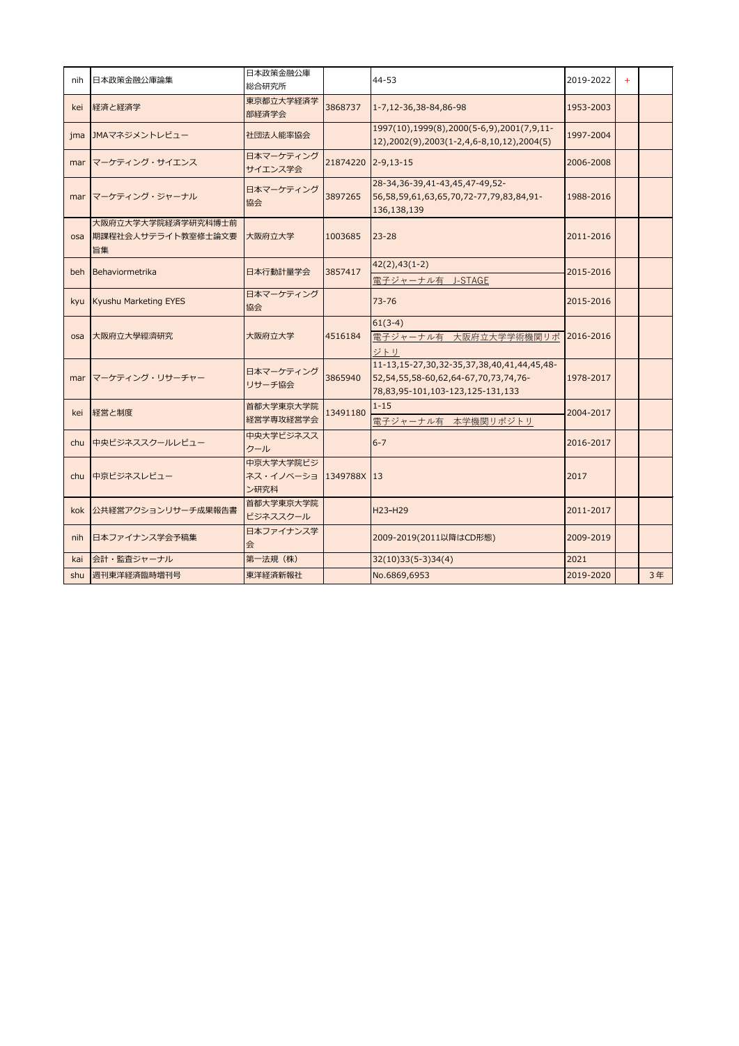| | | | | | | | |
|---|---|---|---|---|---|---|---|
| nih | 日本政策金融公庫論集 | 日本政策金融公庫総合研究所 | | 44-53 | 2019-2022 | + | |
| kei | 経済と経済学 | 東京都立大学経済学部経済学会 | 3868737 | 1-7,12-36,38-84,86-98 | 1953-2003 | | |
| jma | JMAマネジメントレビュー | 社団法人能率協会 | | 1997(10),1999(8),2000(5-6,9),2001(7,9,11-12),2002(9),2003(1-2,4,6-8,10,12),2004(5) | 1997-2004 | | |
| mar | マーケティング・サイエンス | 日本マーケティングサイエンス学会 | 21874220 | 2-9,13-15 | 2006-2008 | | |
| mar | マーケティング・ジャーナル | 日本マーケティング協会 | 3897265 | 28-34,36-39,41-43,45,47-49,52-56,58,59,61,63,65,70,72-77,79,83,84,91-136,138,139 | 1988-2016 | | |
| osa | 大阪府立大学大学院経済学研究科博士前期課程社会人サテライト教室修士論文要旨集 | 大阪府立大学 | 1003685 | 23-28 | 2011-2016 | | |
| beh | Behaviormetrika | 日本行動計量学会 | 3857417 | 42(2),43(1-2) 電子ジャーナル有 J-STAGE | 2015-2016 | | |
| kyu | Kyushu Marketing EYES | 日本マーケティング協会 | | 73-76 | 2015-2016 | | |
| osa | 大阪府立大學經濟研究 | 大阪府立大学 | 4516184 | 61(3-4) 電子ジャーナル有 大阪府立大学学術機関リポジトリ | 2016-2016 | | |
| mar | マーケティング・リサーチャー | 日本マーケティングリサーチ協会 | 3865940 | 11-13,15-27,30,32-35,37,38,40,41,44,45,48-52,54,55,58-60,62,64-67,70,73,74,76-78,83,95-101,103-123,125-131,133 | 1978-2017 | | |
| kei | 経営と制度 | 首都大学東京大学院経営学専攻経営学会 | 13491180 | 1-15 電子ジャーナル有 本学機関リポジトリ | 2004-2017 | | |
| chu | 中央ビジネススクールレビュー | 中央大学ビジネススクール | | 6-7 | 2016-2017 | | |
| chu | 中京ビジネスレビュー | 中京大学大学院ビジネス・イノベーション研究科 | 1349788X | 13 | 2017 | | |
| kok | 公共経営アクションリサーチ成果報告書 | 首都大学東京大学院ビジネススクール | | H23-H29 | 2011-2017 | | |
| nih | 日本ファイナンス学会予稿集 | 日本ファイナンス学会 | | 2009-2019(2011以降はCD形態) | 2009-2019 | | |
| kai | 会計・監査ジャーナル | 第一法規（株） | | 32(10)33(5-3)34(4) | 2021 | | |
| shu | 週刊東洋経済臨時増刊号 | 東洋経済新報社 | | No.6869,6953 | 2019-2020 | | 3年 |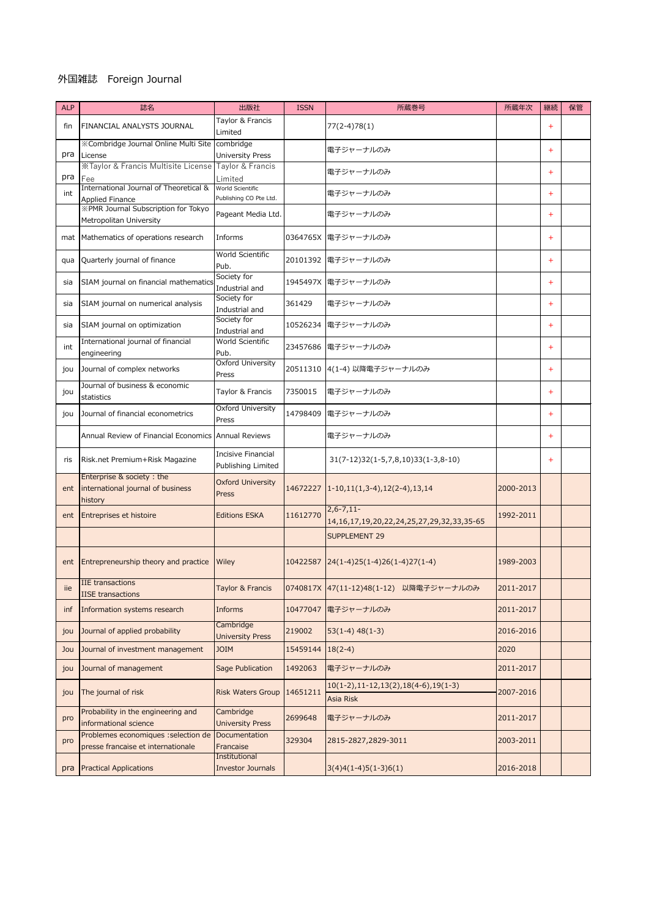## 外国雑誌　Foreign Journal

| ALP | 誌名 | 出版社 | ISSN | 所蔵巻号 | 所蔵年次 | 継続 | 保管 |
|---|---|---|---|---|---|---|---|
| fin | FINANCIAL ANALYSTS JOURNAL | Taylor & Francis Limited | | 77(2-4)78(1) | | + | |
| pra | ※Combridge Journal Online Multi Site License | combridge University Press | | 電子ジャーナルのみ | | + | |
| pra | ※Taylor & Francis Multisite License Fee | Taylor & Francis Limited | | 電子ジャーナルのみ | | + | |
| int | International Journal of Theoretical & Applied Finance | World Scientific Publishing CO Pte Ltd. | | 電子ジャーナルのみ | | + | |
| | ※PMR Journal Subscription for Tokyo Metropolitan University | Pageant Media Ltd. | | 電子ジャーナルのみ | | + | |
| mat | Mathematics of operations research | Informs | 0364765X | 電子ジャーナルのみ | | + | |
| qua | Quarterly journal of finance | World Scientific Pub. | 20101392 | 電子ジャーナルのみ | | + | |
| sia | SIAM journal on financial mathematics | Society for Industrial and | 1945497X | 電子ジャーナルのみ | | + | |
| sia | SIAM journal on numerical analysis | Society for Industrial and | 361429 | 電子ジャーナルのみ | | + | |
| sia | SIAM journal on optimization | Society for Industrial and | 10526234 | 電子ジャーナルのみ | | + | |
| int | International journal of financial engineering | World Scientific Pub. | 23457686 | 電子ジャーナルのみ | | + | |
| jou | Journal of complex networks | Oxford University Press | 20511310 | 4(1-4) 以降電子ジャーナルのみ | | + | |
| jou | Journal of business & economic statistics | Taylor & Francis | 7350015 | 電子ジャーナルのみ | | + | |
| jou | Journal of financial econometrics | Oxford University Press | 14798409 | 電子ジャーナルのみ | | + | |
| | Annual Review of Financial Economics | Annual Reviews | | 電子ジャーナルのみ | | + | |
| ris | Risk.net Premium+Risk Magazine | Incisive Financial Publishing Limited | | 31(7-12)32(1-5,7,8,10)33(1-3,8-10) | | + | |
| ent | Enterprise & society : the international journal of business history | Oxford University Press | 14672227 | 1-10,11(1,3-4),12(2-4),13,14 | 2000-2013 | | |
| ent | Entreprises et histoire | Editions ESKA | 11612770 | 2,6-7,11-14,16,17,19,20,22,24,25,27,29,32,33,35-65 | 1992-2011 | | |
| | | | | SUPPLEMENT 29 | | | |
| ent | Entrepreneurship theory and practice | Wiley | 10422587 | 24(1-4)25(1-4)26(1-4)27(1-4) | 1989-2003 | | |
| iie | IIE transactions<br>IISE transactions | Taylor & Francis | 0740817X | 47(11-12)48(1-12)　以降電子ジャーナルのみ | 2011-2017 | | |
| inf | Information systems research | Informs | 10477047 | 電子ジャーナルのみ | 2011-2017 | | |
| jou | Journal of applied probability | Cambridge University Press | 219002 | 53(1-4) 48(1-3) | 2016-2016 | | |
| Jou | Journal of investment management | JOIM | 15459144 | 18(2-4) | 2020 | | |
| jou | Journal of management | Sage Publication | 1492063 | 電子ジャーナルのみ | 2011-2017 | | |
| jou | The journal of risk | Risk Waters Group | 14651211 | 10(1-2),11-12,13(2),18(4-6),19(1-3)<br>Asia Risk | 2007-2016 | | |
| pro | Probability in the engineering and informational science | Cambridge University Press | 2699648 | 電子ジャーナルのみ | 2011-2017 | | |
| pro | Problemes economiques :selection de presse francaise et internationale | Documentation Francaise | 329304 | 2815-2827,2829-3011 | 2003-2011 | | |
| pra | Practical Applications | Institutional Investor Journals | | 3(4)4(1-4)5(1-3)6(1) | 2016-2018 | | |